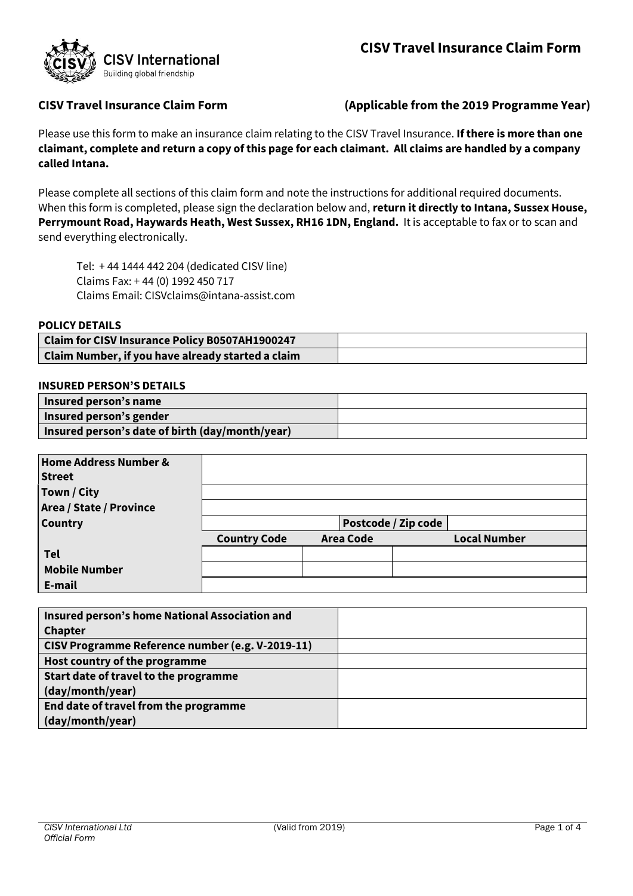# CISV Travel Insurance Claim Form

**CISV Travel Insurance Claim Form** **(Applicable from the 2019 Programme Year)**

Please use this form to make an insurance claim relating to the CISV Travel Insurance. **If there is more than one claimant, complete and return a copy of this page for each claimant. All claims are handled by a company called Intana.**

Please complete all sections of this claim form and note the instructions for additional required documents. When this form is completed, please sign the declaration below and, **return it directly to Intana, Sussex House, Perrymount Road, Haywards Heath, West Sussex, RH16 1DN, England.** It is acceptable to fax or to scan and send everything electronically.

Tel: + 44 1444 442 204 (dedicated CISV line)
Claims Fax: + 44 (0) 1992 450 717
Claims Email: CISVclaims@intana-assist.com

**POLICY DETAILS**

| | |
|---|---|
| **Claim for CISV Insurance Policy B0507AH1900247** | |
| **Claim Number, if you have already started a claim** | |

**INSURED PERSON'S DETAILS**

| | |
|---|---|
| **Insured person's name** | |
| **Insured person's gender** | |
| **Insured person's date of birth (day/month/year)** | |

| | | | |
|---|---|---|---|
| **Home Address Number & Street** | | | |
| **Town / City** | | | |
| **Area / State / Province** | | | |
| **Country** | | **Postcode / Zip code** | |
| | **Country Code** | **Area Code** | **Local Number** |
| **Tel** | | | |
| **Mobile Number** | | | |
| **E-mail** | | | |

| | |
|---|---|
| **Insured person's home National Association and Chapter** | |
| **CISV Programme Reference number (e.g. V-2019-11)** | |
| **Host country of the programme** | |
| **Start date of travel to the programme (day/month/year)** | |
| **End date of travel from the programme (day/month/year)** | |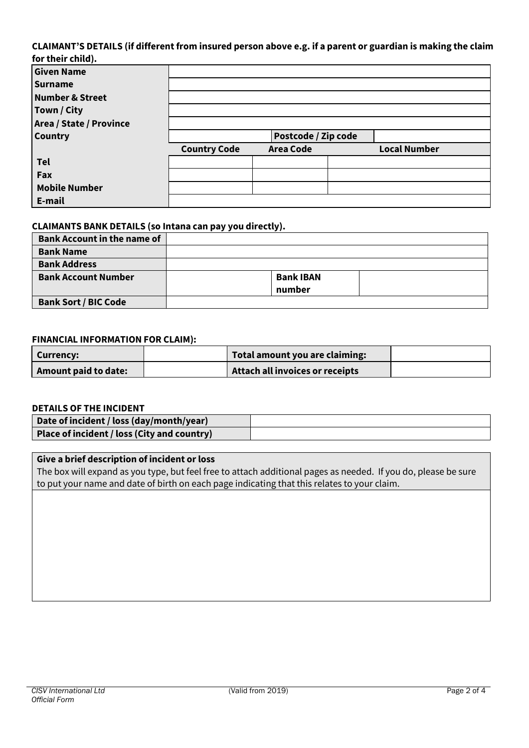**CLAIMANT'S DETAILS (if different from insured person above e.g. if a parent or guardian is making the claim for their child).**

| | | | |
|---|---|---|---|
| **Given Name** | | | |
| **Surname** | | | |
| **Number & Street** | | | |
| **Town / City** | | | |
| **Area / State / Province** | | | |
| **Country** | | **Postcode / Zip code** | |
| | **Country Code** | **Area Code** | **Local Number** |
| **Tel** | | | |
| **Fax** | | | |
| **Mobile Number** | | | |
| **E-mail** | | | |

**CLAIMANTS BANK DETAILS (so Intana can pay you directly).**

| | | | |
|---|---|---|---|
| **Bank Account in the name of** | | | |
| **Bank Name** | | | |
| **Bank Address** | | | |
| **Bank Account Number** | | **Bank IBAN number** | |
| **Bank Sort / BIC Code** | | | |

**FINANCIAL INFORMATION FOR CLAIM):**

| | | | |
|---|---|---|---|
| **Currency:** | | **Total amount you are claiming:** | |
| **Amount paid to date:** | | **Attach all invoices or receipts** | |

**DETAILS OF THE INCIDENT**

| | |
|---|---|
| **Date of incident / loss (day/month/year)** | |
| **Place of incident / loss (City and country)** | |

**Give a brief description of incident or loss**

The box will expand as you type, but feel free to attach additional pages as needed. If you do, please be sure to put your name and date of birth on each page indicating that this relates to your claim.

*CISV International Ltd*
*Official Form*

(Valid from 2019)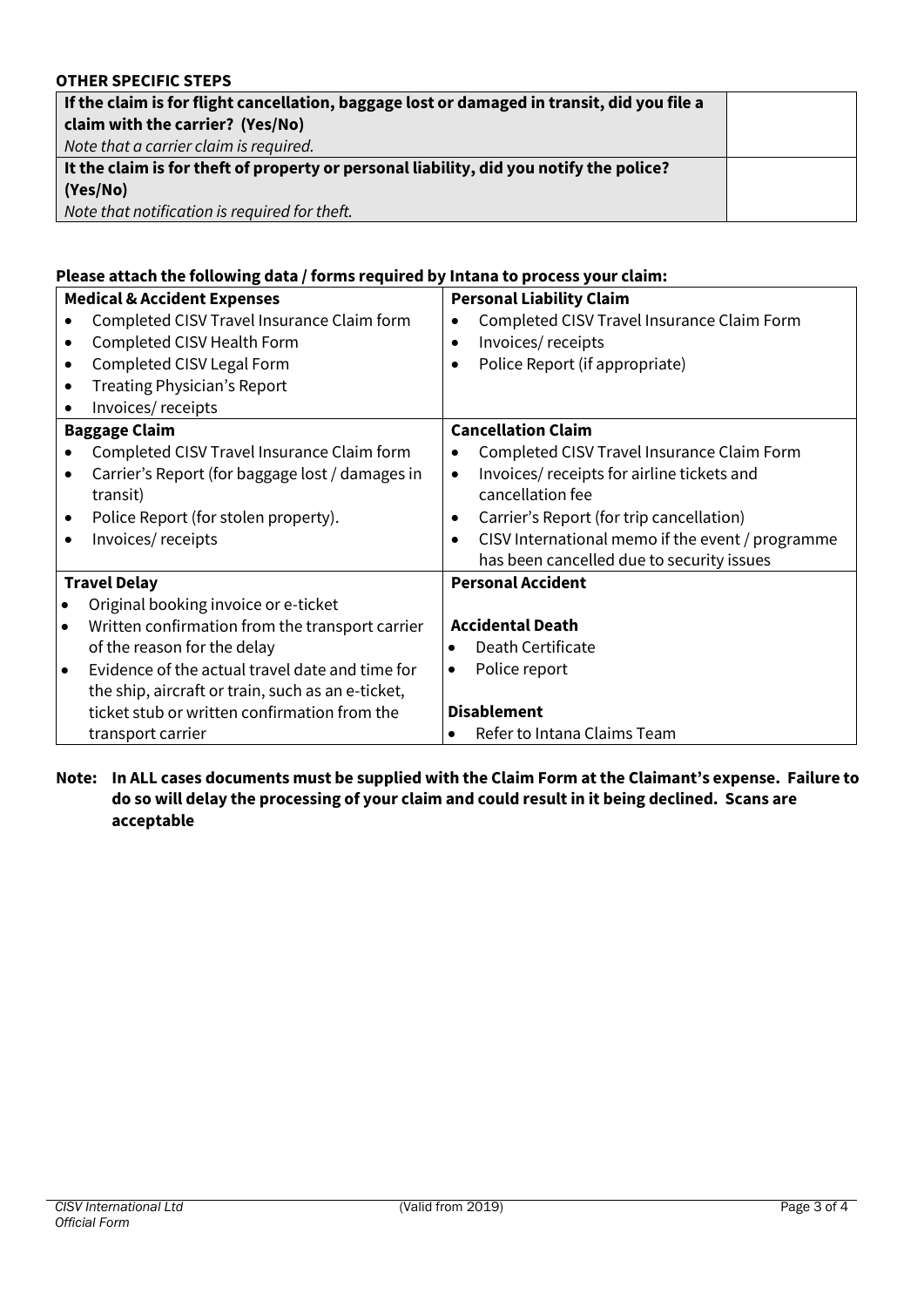**OTHER SPECIFIC STEPS**

| | |
|---|---|
| **If the claim is for flight cancellation, baggage lost or damaged in transit, did you file a claim with the carrier? (Yes/No)**<br>*Note that a carrier claim is required.* | |
| **It the claim is for theft of property or personal liability, did you notify the police? (Yes/No)**<br>*Note that notification is required for theft.* | |

**Please attach the following data / forms required by Intana to process your claim:**

| **Medical & Accident Expenses** | **Personal Liability Claim** |
|---|---|
| • Completed CISV Travel Insurance Claim form<br>• Completed CISV Health Form<br>• Completed CISV Legal Form<br>• Treating Physician's Report<br>• Invoices/ receipts | • Completed CISV Travel Insurance Claim Form<br>• Invoices/ receipts<br>• Police Report (if appropriate) |
| **Baggage Claim** | **Cancellation Claim** |
| • Completed CISV Travel Insurance Claim form<br>• Carrier's Report (for baggage lost / damages in transit)<br>• Police Report (for stolen property).<br>• Invoices/ receipts | • Completed CISV Travel Insurance Claim Form<br>• Invoices/ receipts for airline tickets and cancellation fee<br>• Carrier's Report (for trip cancellation)<br>• CISV International memo if the event / programme has been cancelled due to security issues |
| **Travel Delay** | **Personal Accident** |
| • Original booking invoice or e-ticket<br>• Written confirmation from the transport carrier of the reason for the delay<br>• Evidence of the actual travel date and time for the ship, aircraft or train, such as an e-ticket, ticket stub or written confirmation from the transport carrier | **Accidental Death**<br>• Death Certificate<br>• Police report<br><br>**Disablement**<br>• Refer to Intana Claims Team |

**Note: In ALL cases documents must be supplied with the Claim Form at the Claimant's expense. Failure to do so will delay the processing of your claim and could result in it being declined. Scans are acceptable**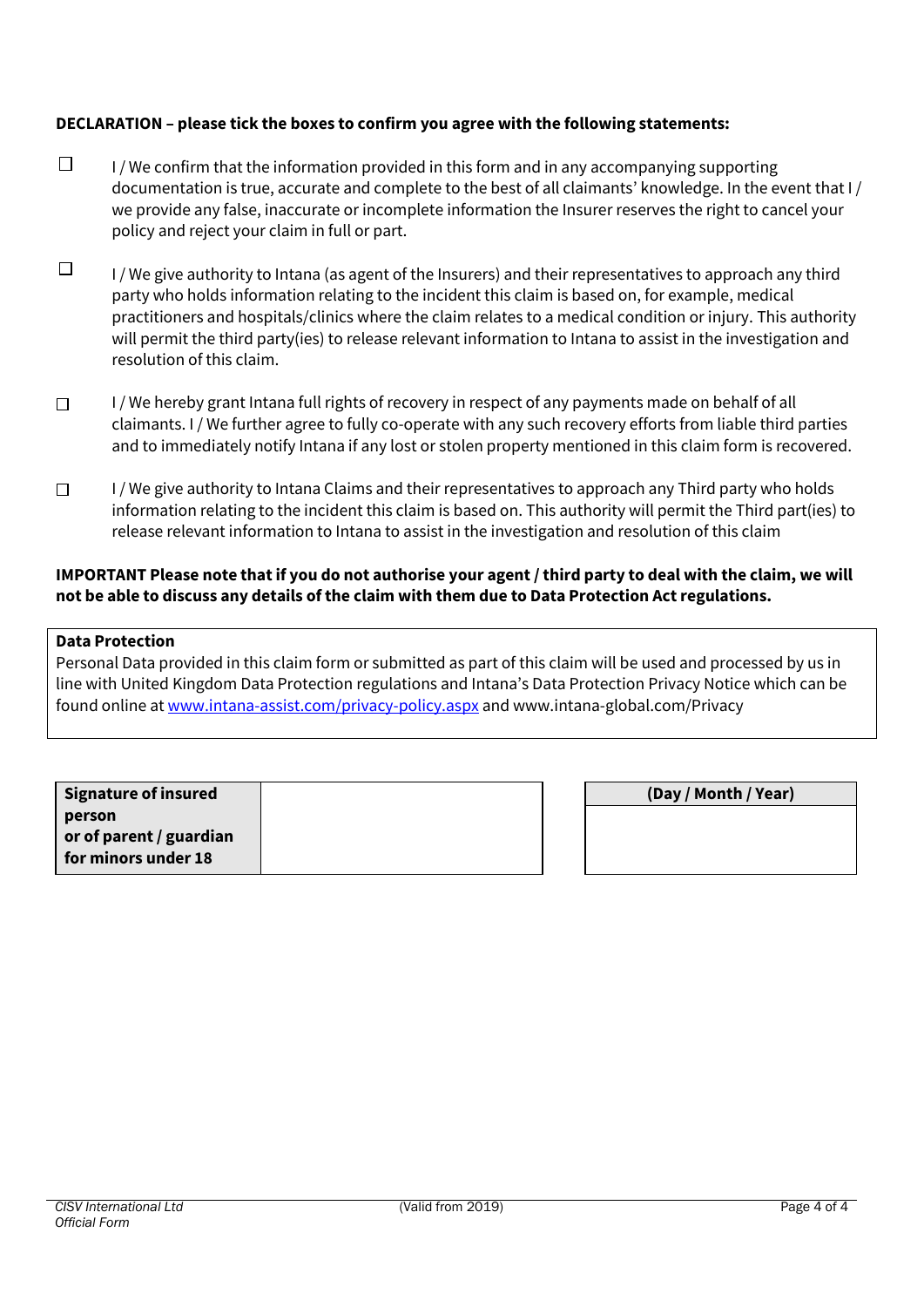**DECLARATION – please tick the boxes to confirm you agree with the following statements:**

- ☐ I / We confirm that the information provided in this form and in any accompanying supporting documentation is true, accurate and complete to the best of all claimants' knowledge. In the event that I / we provide any false, inaccurate or incomplete information the Insurer reserves the right to cancel your policy and reject your claim in full or part.

- ☐ I / We give authority to Intana (as agent of the Insurers) and their representatives to approach any third party who holds information relating to the incident this claim is based on, for example, medical practitioners and hospitals/clinics where the claim relates to a medical condition or injury. This authority will permit the third party(ies) to release relevant information to Intana to assist in the investigation and resolution of this claim.

- ☐ I / We hereby grant Intana full rights of recovery in respect of any payments made on behalf of all claimants. I / We further agree to fully co-operate with any such recovery efforts from liable third parties and to immediately notify Intana if any lost or stolen property mentioned in this claim form is recovered.

- ☐ I / We give authority to Intana Claims and their representatives to approach any Third party who holds information relating to the incident this claim is based on. This authority will permit the Third part(ies) to release relevant information to Intana to assist in the investigation and resolution of this claim

**IMPORTANT Please note that if you do not authorise your agent / third party to deal with the claim, we will not be able to discuss any details of the claim with them due to Data Protection Act regulations.**

**Data Protection**
Personal Data provided in this claim form or submitted as part of this claim will be used and processed by us in line with United Kingdom Data Protection regulations and Intana's Data Protection Privacy Notice which can be found online at www.intana-assist.com/privacy-policy.aspx and www.intana-global.com/Privacy

| | | | |
|---|---|---|---|
| **Signature of insured person or of parent / guardian for minors under 18** | | | **(Day / Month / Year)** |
| | | | |

*CISV International Ltd*
*Official Form*

(Valid from 2019)